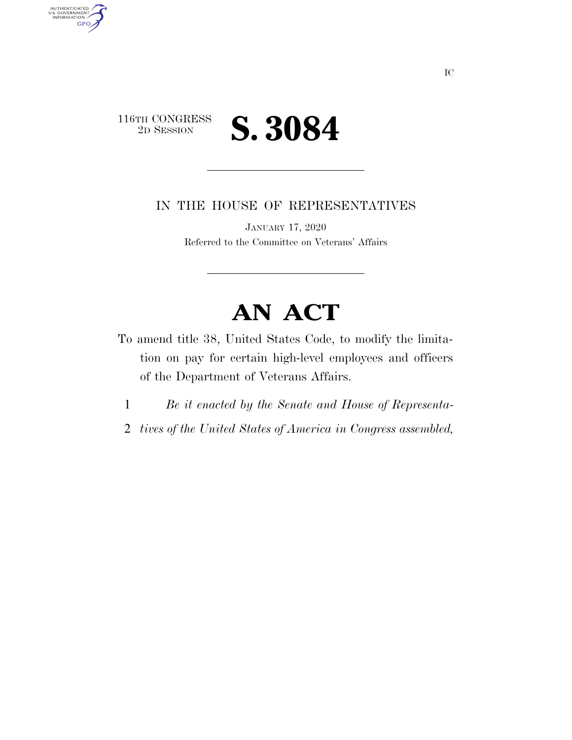IC

116TH CONGRESS
2D SESSION

# S. 3084

IN THE HOUSE OF REPRESENTATIVES

JANUARY 17, 2020

Referred to the Committee on Veterans' Affairs

# AN ACT

To amend title 38, United States Code, to modify the limitation on pay for certain high-level employees and officers of the Department of Veterans Affairs.

1 *Be it enacted by the Senate and House of Representa-*
2 *tives of the United States of America in Congress assembled,*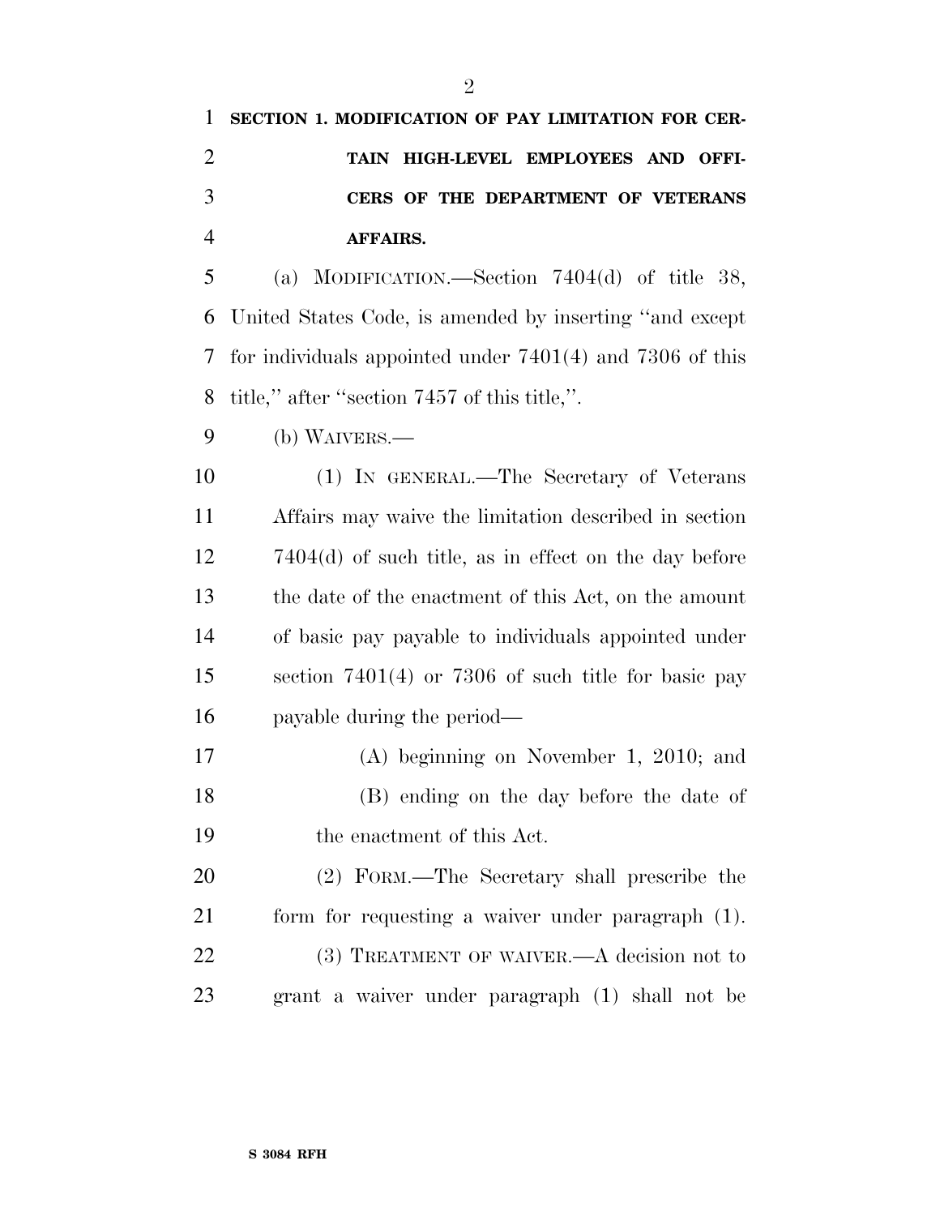**SECTION 1. MODIFICATION OF PAY LIMITATION FOR CERTAIN HIGH-LEVEL EMPLOYEES AND OFFICERS OF THE DEPARTMENT OF VETERANS AFFAIRS.**

(a) MODIFICATION.—Section 7404(d) of title 38, United States Code, is amended by inserting "and except for individuals appointed under 7401(4) and 7306 of this title," after "section 7457 of this title,".

(b) WAIVERS.—

(1) IN GENERAL.—The Secretary of Veterans Affairs may waive the limitation described in section 7404(d) of such title, as in effect on the day before the date of the enactment of this Act, on the amount of basic pay payable to individuals appointed under section 7401(4) or 7306 of such title for basic pay payable during the period—

(A) beginning on November 1, 2010; and

(B) ending on the day before the date of the enactment of this Act.

(2) FORM.—The Secretary shall prescribe the form for requesting a waiver under paragraph (1).

(3) TREATMENT OF WAIVER.—A decision not to grant a waiver under paragraph (1) shall not be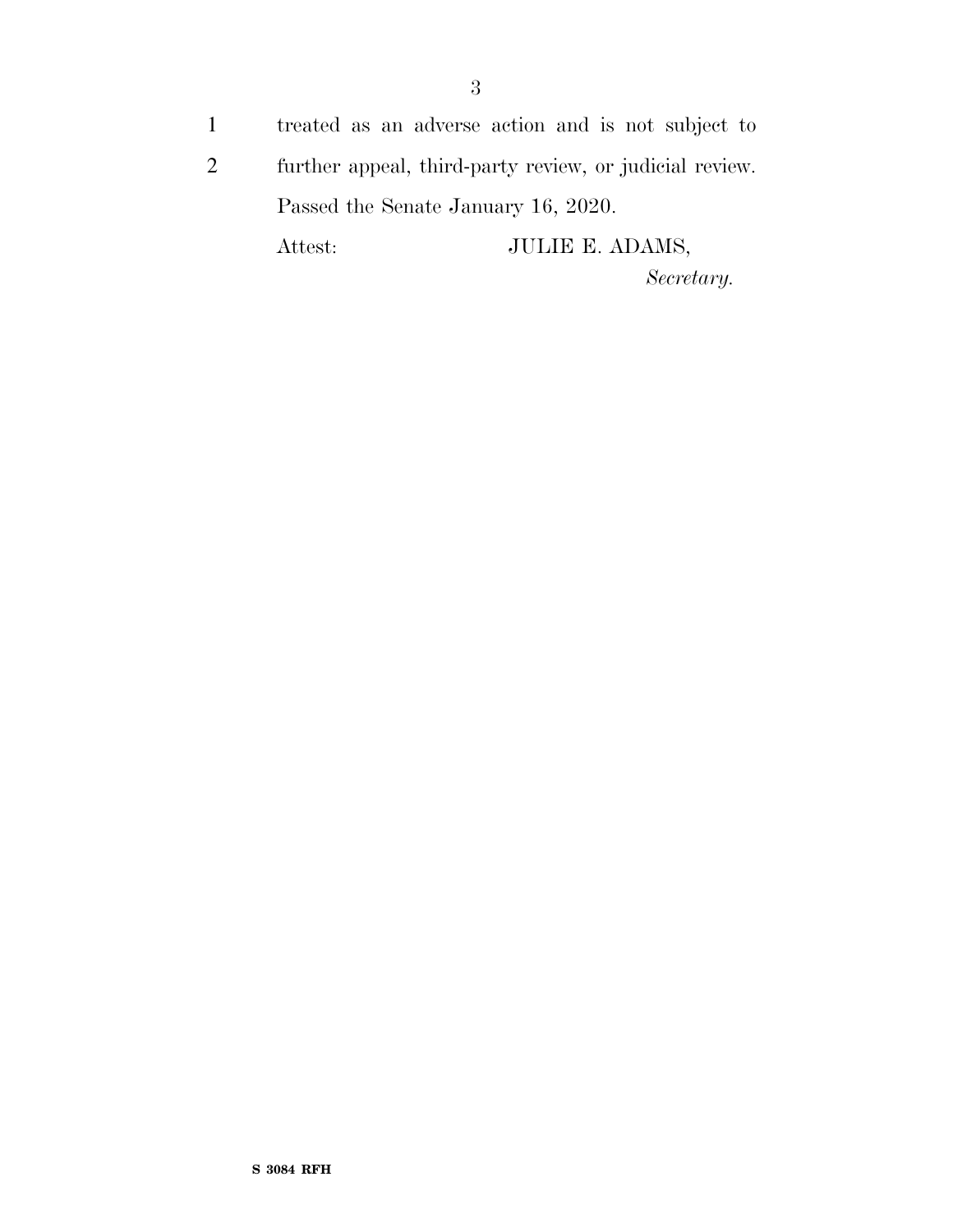treated as an adverse action and is not subject to further appeal, third-party review, or judicial review.

Passed the Senate January 16, 2020.

Attest: JULIE E. ADAMS,

*Secretary.*